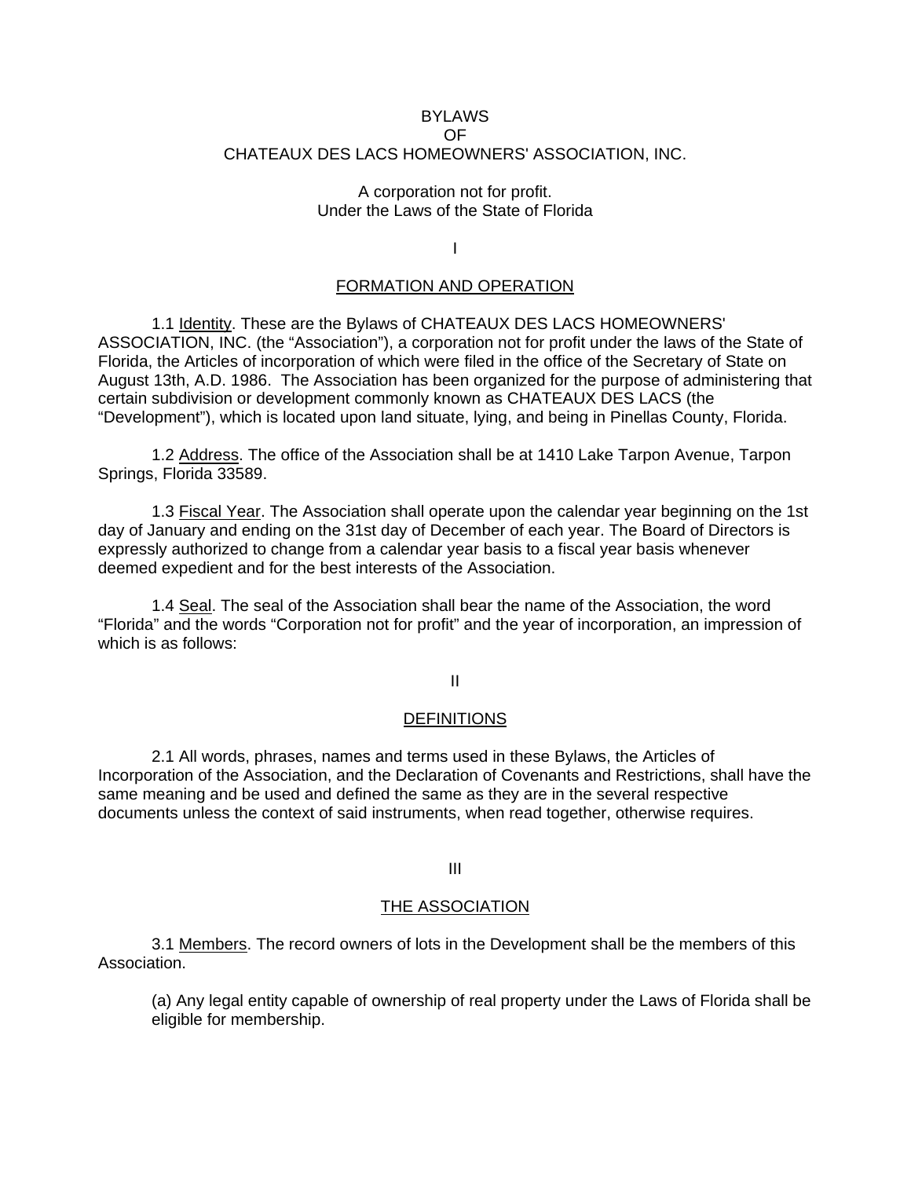# BYLAWS OF CHATEAUX DES LACS HOMEOWNERS' ASSOCIATION, INC.

A corporation not for profit.
Under the Laws of the State of Florida

## I

## FORMATION AND OPERATION

1.1 Identity. These are the Bylaws of CHATEAUX DES LACS HOMEOWNERS' ASSOCIATION, INC. (the "Association"), a corporation not for profit under the laws of the State of Florida, the Articles of incorporation of which were filed in the office of the Secretary of State on August 13th, A.D. 1986. The Association has been organized for the purpose of administering that certain subdivision or development commonly known as CHATEAUX DES LACS (the "Development"), which is located upon land situate, lying, and being in Pinellas County, Florida.

1.2 Address. The office of the Association shall be at 1410 Lake Tarpon Avenue, Tarpon Springs, Florida 33589.

1.3 Fiscal Year. The Association shall operate upon the calendar year beginning on the 1st day of January and ending on the 31st day of December of each year. The Board of Directors is expressly authorized to change from a calendar year basis to a fiscal year basis whenever deemed expedient and for the best interests of the Association.

1.4 Seal. The seal of the Association shall bear the name of the Association, the word "Florida" and the words "Corporation not for profit" and the year of incorporation, an impression of which is as follows:

## II

## DEFINITIONS

2.1 All words, phrases, names and terms used in these Bylaws, the Articles of Incorporation of the Association, and the Declaration of Covenants and Restrictions, shall have the same meaning and be used and defined the same as they are in the several respective documents unless the context of said instruments, when read together, otherwise requires.

## III

## THE ASSOCIATION

3.1 Members. The record owners of lots in the Development shall be the members of this Association.

(a) Any legal entity capable of ownership of real property under the Laws of Florida shall be eligible for membership.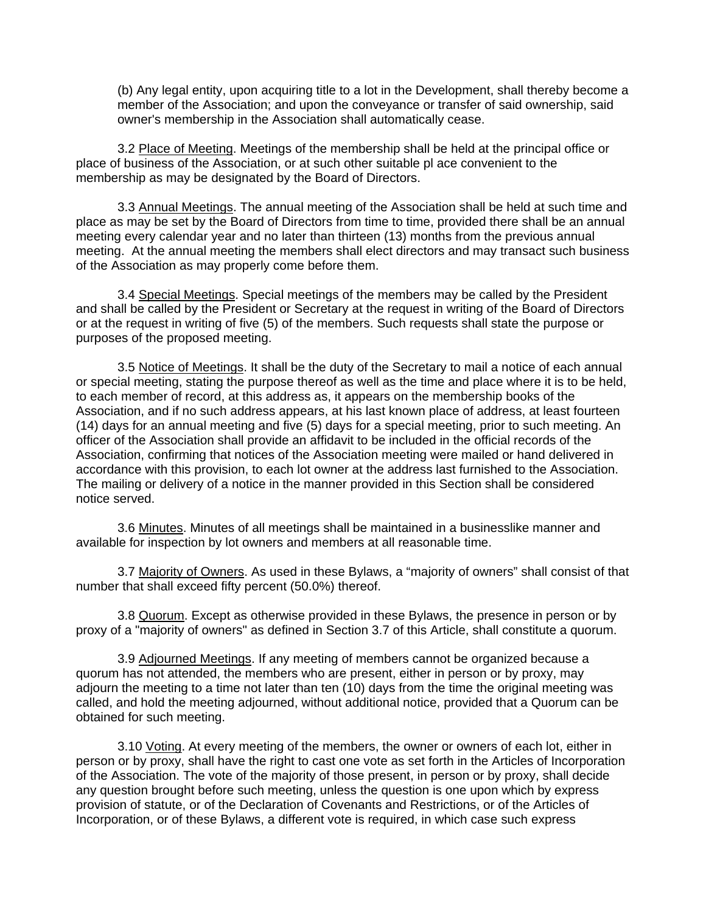(b) Any legal entity, upon acquiring title to a lot in the Development, shall thereby become a member of the Association; and upon the conveyance or transfer of said ownership, said owner's membership in the Association shall automatically cease.

3.2 Place of Meeting. Meetings of the membership shall be held at the principal office or place of business of the Association, or at such other suitable pl ace convenient to the membership as may be designated by the Board of Directors.

3.3 Annual Meetings. The annual meeting of the Association shall be held at such time and place as may be set by the Board of Directors from time to time, provided there shall be an annual meeting every calendar year and no later than thirteen (13) months from the previous annual meeting. At the annual meeting the members shall elect directors and may transact such business of the Association as may properly come before them.

3.4 Special Meetings. Special meetings of the members may be called by the President and shall be called by the President or Secretary at the request in writing of the Board of Directors or at the request in writing of five (5) of the members. Such requests shall state the purpose or purposes of the proposed meeting.

3.5 Notice of Meetings. It shall be the duty of the Secretary to mail a notice of each annual or special meeting, stating the purpose thereof as well as the time and place where it is to be held, to each member of record, at this address as, it appears on the membership books of the Association, and if no such address appears, at his last known place of address, at least fourteen (14) days for an annual meeting and five (5) days for a special meeting, prior to such meeting. An officer of the Association shall provide an affidavit to be included in the official records of the Association, confirming that notices of the Association meeting were mailed or hand delivered in accordance with this provision, to each lot owner at the address last furnished to the Association. The mailing or delivery of a notice in the manner provided in this Section shall be considered notice served.

3.6 Minutes. Minutes of all meetings shall be maintained in a businesslike manner and available for inspection by lot owners and members at all reasonable time.

3.7 Majority of Owners. As used in these Bylaws, a "majority of owners" shall consist of that number that shall exceed fifty percent (50.0%) thereof.

3.8 Quorum. Except as otherwise provided in these Bylaws, the presence in person or by proxy of a "majority of owners" as defined in Section 3.7 of this Article, shall constitute a quorum.

3.9 Adjourned Meetings. If any meeting of members cannot be organized because a quorum has not attended, the members who are present, either in person or by proxy, may adjourn the meeting to a time not later than ten (10) days from the time the original meeting was called, and hold the meeting adjourned, without additional notice, provided that a Quorum can be obtained for such meeting.

3.10 Voting. At every meeting of the members, the owner or owners of each lot, either in person or by proxy, shall have the right to cast one vote as set forth in the Articles of Incorporation of the Association. The vote of the majority of those present, in person or by proxy, shall decide any question brought before such meeting, unless the question is one upon which by express provision of statute, or of the Declaration of Covenants and Restrictions, or of the Articles of Incorporation, or of these Bylaws, a different vote is required, in which case such express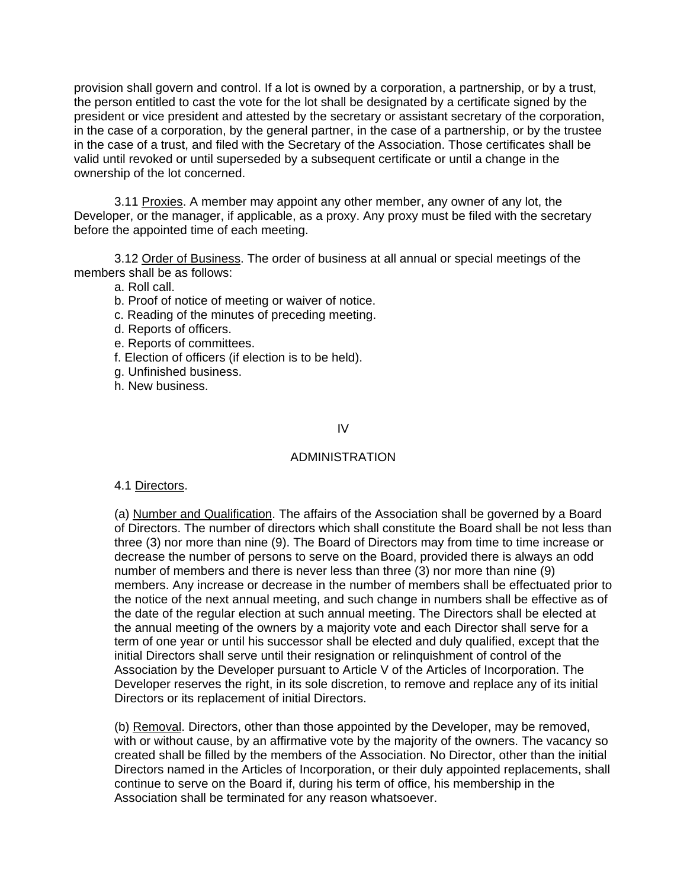provision shall govern and control. If a lot is owned by a corporation, a partnership, or by a trust, the person entitled to cast the vote for the lot shall be designated by a certificate signed by the president or vice president and attested by the secretary or assistant secretary of the corporation, in the case of a corporation, by the general partner, in the case of a partnership, or by the trustee in the case of a trust, and filed with the Secretary of the Association. Those certificates shall be valid until revoked or until superseded by a subsequent certificate or until a change in the ownership of the lot concerned.

3.11 Proxies. A member may appoint any other member, any owner of any lot, the Developer, or the manager, if applicable, as a proxy. Any proxy must be filed with the secretary before the appointed time of each meeting.

3.12 Order of Business. The order of business at all annual or special meetings of the members shall be as follows:

a. Roll call.
b. Proof of notice of meeting or waiver of notice.
c. Reading of the minutes of preceding meeting.
d. Reports of officers.
e. Reports of committees.
f. Election of officers (if election is to be held).
g. Unfinished business.
h. New business.

## IV

## ADMINISTRATION

4.1 Directors.

(a) Number and Qualification. The affairs of the Association shall be governed by a Board of Directors. The number of directors which shall constitute the Board shall be not less than three (3) nor more than nine (9). The Board of Directors may from time to time increase or decrease the number of persons to serve on the Board, provided there is always an odd number of members and there is never less than three (3) nor more than nine (9) members. Any increase or decrease in the number of members shall be effectuated prior to the notice of the next annual meeting, and such change in numbers shall be effective as of the date of the regular election at such annual meeting. The Directors shall be elected at the annual meeting of the owners by a majority vote and each Director shall serve for a term of one year or until his successor shall be elected and duly qualified, except that the initial Directors shall serve until their resignation or relinquishment of control of the Association by the Developer pursuant to Article V of the Articles of Incorporation. The Developer reserves the right, in its sole discretion, to remove and replace any of its initial Directors or its replacement of initial Directors.

(b) Removal. Directors, other than those appointed by the Developer, may be removed, with or without cause, by an affirmative vote by the majority of the owners. The vacancy so created shall be filled by the members of the Association. No Director, other than the initial Directors named in the Articles of Incorporation, or their duly appointed replacements, shall continue to serve on the Board if, during his term of office, his membership in the Association shall be terminated for any reason whatsoever.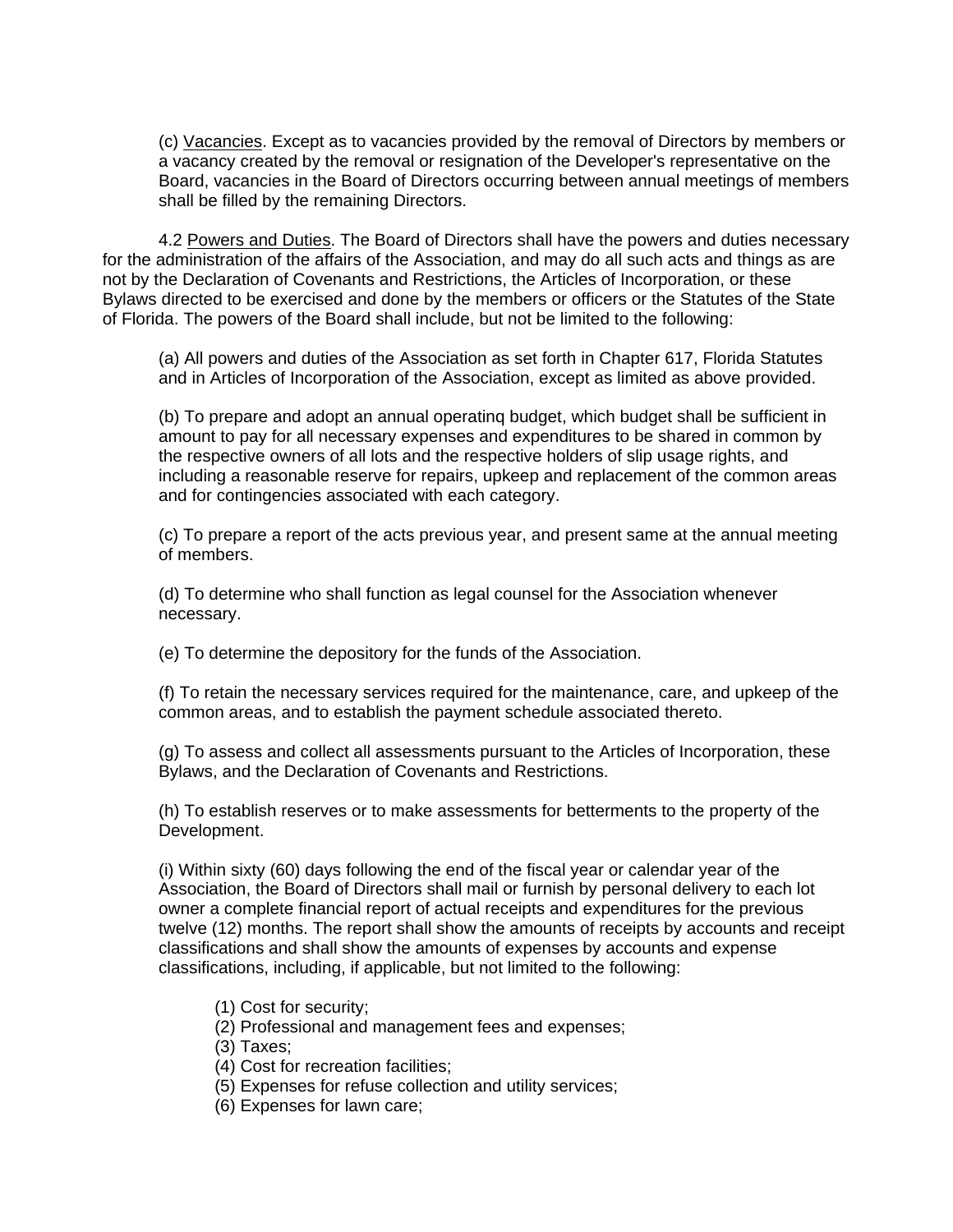(c) <u>Vacancies</u>. Except as to vacancies provided by the removal of Directors by members or a vacancy created by the removal or resignation of the Developer's representative on the Board, vacancies in the Board of Directors occurring between annual meetings of members shall be filled by the remaining Directors.

4.2 <u>Powers and Duties</u>. The Board of Directors shall have the powers and duties necessary for the administration of the affairs of the Association, and may do all such acts and things as are not by the Declaration of Covenants and Restrictions, the Articles of Incorporation, or these Bylaws directed to be exercised and done by the members or officers or the Statutes of the State of Florida. The powers of the Board shall include, but not be limited to the following:

(a) All powers and duties of the Association as set forth in Chapter 617, Florida Statutes and in Articles of Incorporation of the Association, except as limited as above provided.

(b) To prepare and adopt an annual operatinq budget, which budget shall be sufficient in amount to pay for all necessary expenses and expenditures to be shared in common by the respective owners of all lots and the respective holders of slip usage rights, and including a reasonable reserve for repairs, upkeep and replacement of the common areas and for contingencies associated with each category.

(c) To prepare a report of the acts previous year, and present same at the annual meeting of members.

(d) To determine who shall function as legal counsel for the Association whenever necessary.

(e) To determine the depository for the funds of the Association.

(f) To retain the necessary services required for the maintenance, care, and upkeep of the common areas, and to establish the payment schedule associated thereto.

(g) To assess and collect all assessments pursuant to the Articles of Incorporation, these Bylaws, and the Declaration of Covenants and Restrictions.

(h) To establish reserves or to make assessments for betterments to the property of the Development.

(i) Within sixty (60) days following the end of the fiscal year or calendar year of the Association, the Board of Directors shall mail or furnish by personal delivery to each lot owner a complete financial report of actual receipts and expenditures for the previous twelve (12) months. The report shall show the amounts of receipts by accounts and receipt classifications and shall show the amounts of expenses by accounts and expense classifications, including, if applicable, but not limited to the following:

(1) Cost for security;
(2) Professional and management fees and expenses;
(3) Taxes;
(4) Cost for recreation facilities;
(5) Expenses for refuse collection and utility services;
(6) Expenses for lawn care;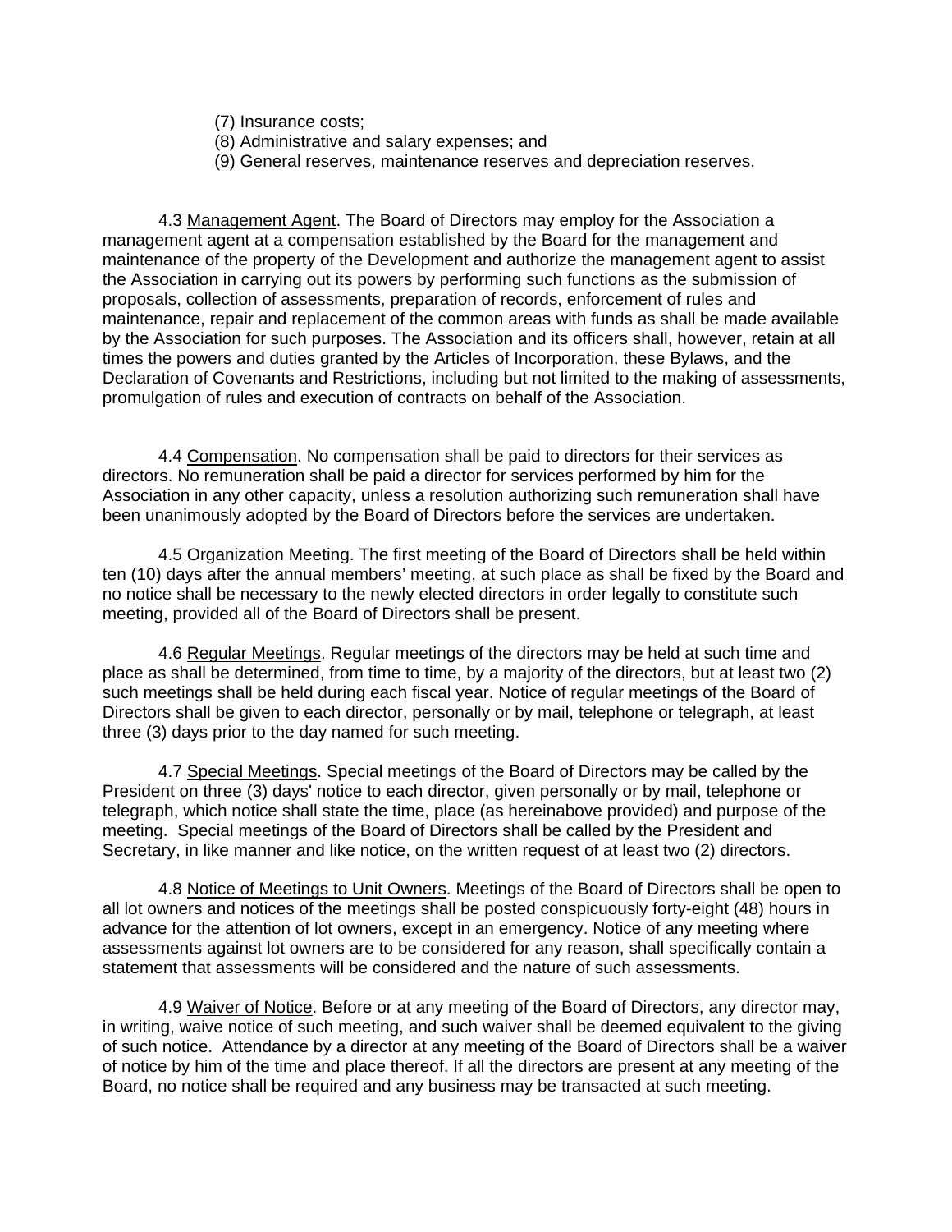(7) Insurance costs;
(8) Administrative and salary expenses; and
(9) General reserves, maintenance reserves and depreciation reserves.

4.3 <u>Management Agent</u>. The Board of Directors may employ for the Association a management agent at a compensation established by the Board for the management and maintenance of the property of the Development and authorize the management agent to assist the Association in carrying out its powers by performing such functions as the submission of proposals, collection of assessments, preparation of records, enforcement of rules and maintenance, repair and replacement of the common areas with funds as shall be made available by the Association for such purposes. The Association and its officers shall, however, retain at all times the powers and duties granted by the Articles of Incorporation, these Bylaws, and the Declaration of Covenants and Restrictions, including but not limited to the making of assessments, promulgation of rules and execution of contracts on behalf of the Association.

4.4 <u>Compensation</u>. No compensation shall be paid to directors for their services as directors. No remuneration shall be paid a director for services performed by him for the Association in any other capacity, unless a resolution authorizing such remuneration shall have been unanimously adopted by the Board of Directors before the services are undertaken.

4.5 <u>Organization Meeting</u>. The first meeting of the Board of Directors shall be held within ten (10) days after the annual members' meeting, at such place as shall be fixed by the Board and no notice shall be necessary to the newly elected directors in order legally to constitute such meeting, provided all of the Board of Directors shall be present.

4.6 <u>Regular Meetings</u>. Regular meetings of the directors may be held at such time and place as shall be determined, from time to time, by a majority of the directors, but at least two (2) such meetings shall be held during each fiscal year. Notice of regular meetings of the Board of Directors shall be given to each director, personally or by mail, telephone or telegraph, at least three (3) days prior to the day named for such meeting.

4.7 <u>Special Meetings</u>. Special meetings of the Board of Directors may be called by the President on three (3) days' notice to each director, given personally or by mail, telephone or telegraph, which notice shall state the time, place (as hereinabove provided) and purpose of the meeting. Special meetings of the Board of Directors shall be called by the President and Secretary, in like manner and like notice, on the written request of at least two (2) directors.

4.8 <u>Notice of Meetings to Unit Owners</u>. Meetings of the Board of Directors shall be open to all lot owners and notices of the meetings shall be posted conspicuously forty-eight (48) hours in advance for the attention of lot owners, except in an emergency. Notice of any meeting where assessments against lot owners are to be considered for any reason, shall specifically contain a statement that assessments will be considered and the nature of such assessments.

4.9 <u>Waiver of Notice</u>. Before or at any meeting of the Board of Directors, any director may, in writing, waive notice of such meeting, and such waiver shall be deemed equivalent to the giving of such notice. Attendance by a director at any meeting of the Board of Directors shall be a waiver of notice by him of the time and place thereof. If all the directors are present at any meeting of the Board, no notice shall be required and any business may be transacted at such meeting.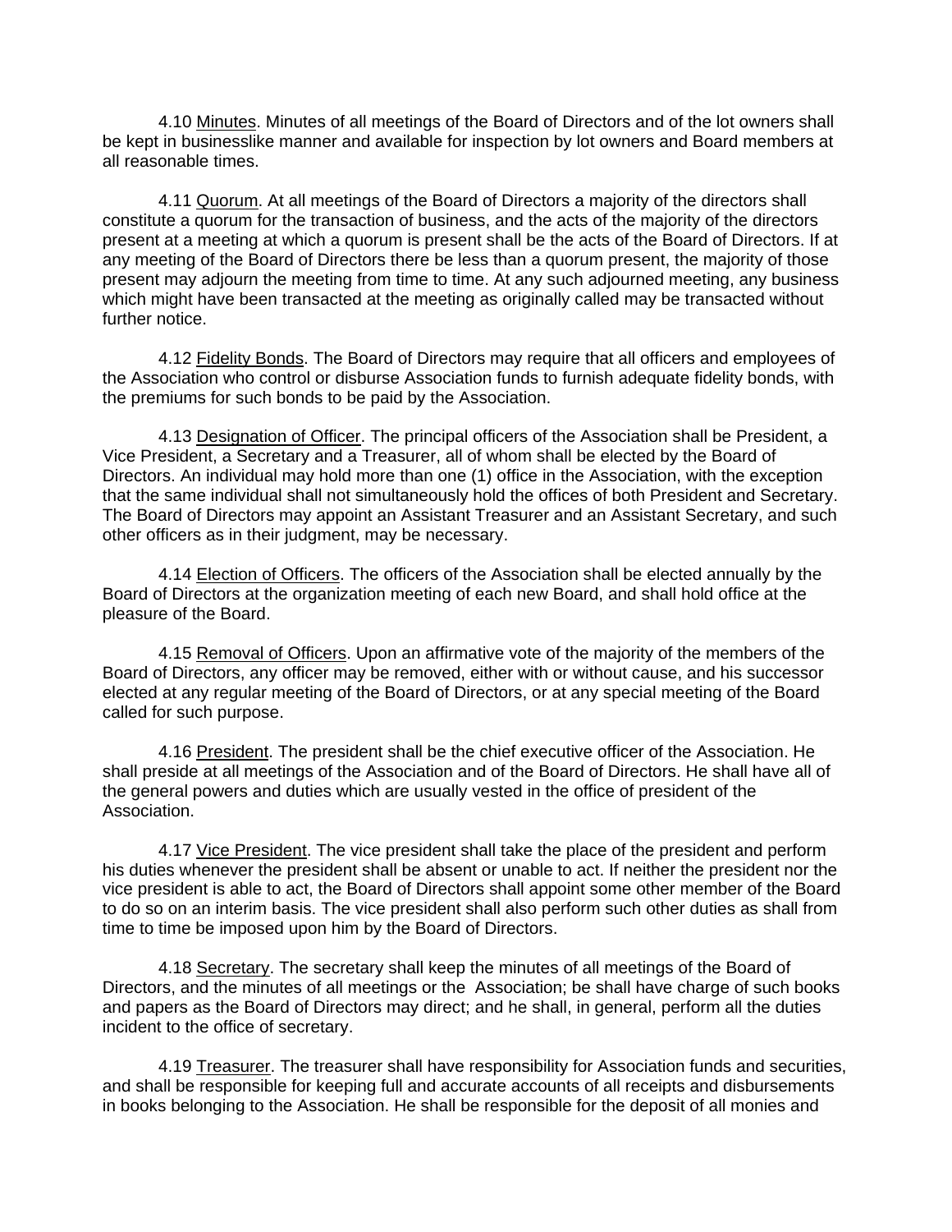4.10 Minutes. Minutes of all meetings of the Board of Directors and of the lot owners shall be kept in businesslike manner and available for inspection by lot owners and Board members at all reasonable times.

4.11 Quorum. At all meetings of the Board of Directors a majority of the directors shall constitute a quorum for the transaction of business, and the acts of the majority of the directors present at a meeting at which a quorum is present shall be the acts of the Board of Directors. If at any meeting of the Board of Directors there be less than a quorum present, the majority of those present may adjourn the meeting from time to time. At any such adjourned meeting, any business which might have been transacted at the meeting as originally called may be transacted without further notice.

4.12 Fidelity Bonds. The Board of Directors may require that all officers and employees of the Association who control or disburse Association funds to furnish adequate fidelity bonds, with the premiums for such bonds to be paid by the Association.

4.13 Designation of Officer. The principal officers of the Association shall be President, a Vice President, a Secretary and a Treasurer, all of whom shall be elected by the Board of Directors. An individual may hold more than one (1) office in the Association, with the exception that the same individual shall not simultaneously hold the offices of both President and Secretary. The Board of Directors may appoint an Assistant Treasurer and an Assistant Secretary, and such other officers as in their judgment, may be necessary.

4.14 Election of Officers. The officers of the Association shall be elected annually by the Board of Directors at the organization meeting of each new Board, and shall hold office at the pleasure of the Board.

4.15 Removal of Officers. Upon an affirmative vote of the majority of the members of the Board of Directors, any officer may be removed, either with or without cause, and his successor elected at any regular meeting of the Board of Directors, or at any special meeting of the Board called for such purpose.

4.16 President. The president shall be the chief executive officer of the Association. He shall preside at all meetings of the Association and of the Board of Directors. He shall have all of the general powers and duties which are usually vested in the office of president of the Association.

4.17 Vice President. The vice president shall take the place of the president and perform his duties whenever the president shall be absent or unable to act. If neither the president nor the vice president is able to act, the Board of Directors shall appoint some other member of the Board to do so on an interim basis. The vice president shall also perform such other duties as shall from time to time be imposed upon him by the Board of Directors.

4.18 Secretary. The secretary shall keep the minutes of all meetings of the Board of Directors, and the minutes of all meetings or the Association; be shall have charge of such books and papers as the Board of Directors may direct; and he shall, in general, perform all the duties incident to the office of secretary.

4.19 Treasurer. The treasurer shall have responsibility for Association funds and securities, and shall be responsible for keeping full and accurate accounts of all receipts and disbursements in books belonging to the Association. He shall be responsible for the deposit of all monies and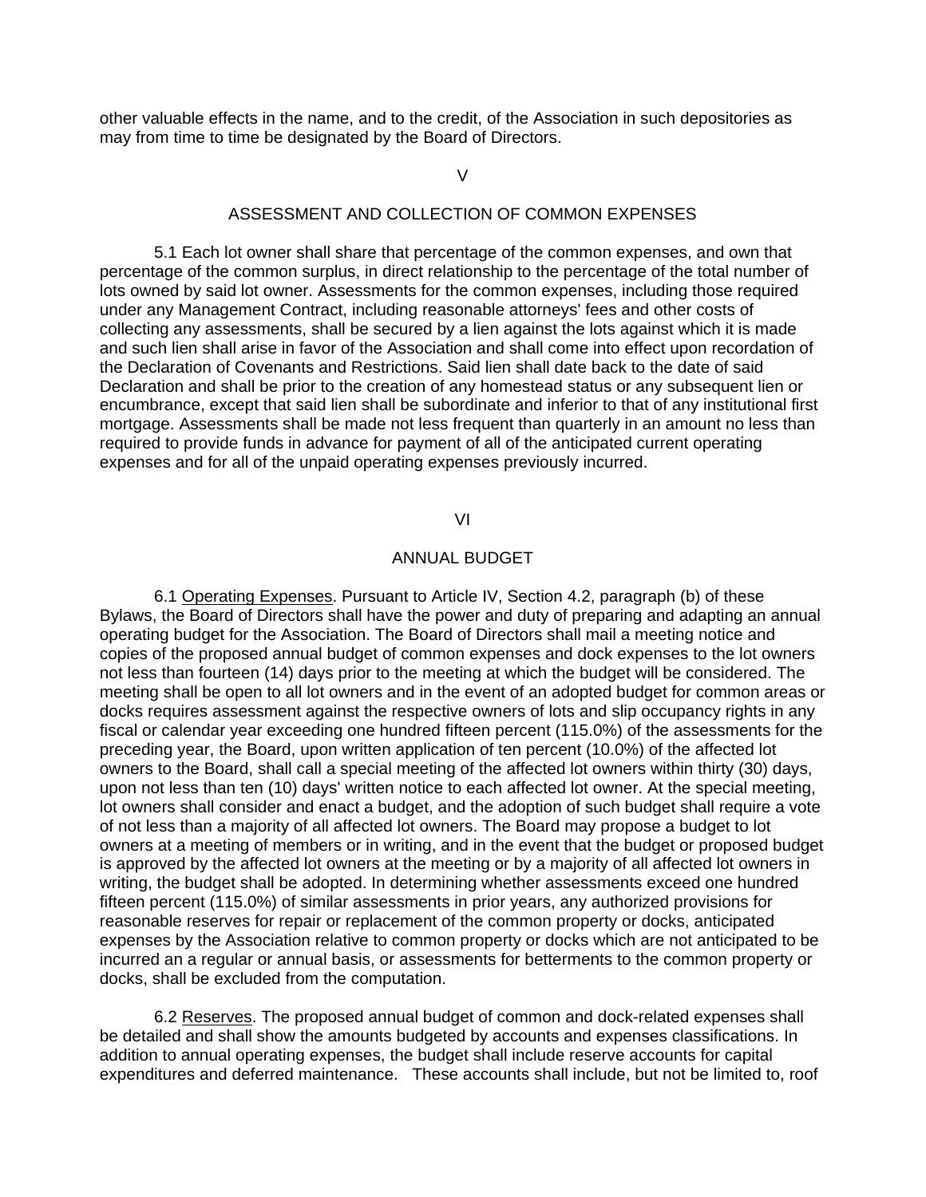other valuable effects in the name, and to the credit, of the Association in such depositories as may from time to time be designated by the Board of Directors.

## V

## ASSESSMENT AND COLLECTION OF COMMON EXPENSES

5.1 Each lot owner shall share that percentage of the common expenses, and own that percentage of the common surplus, in direct relationship to the percentage of the total number of lots owned by said lot owner. Assessments for the common expenses, including those required under any Management Contract, including reasonable attorneys' fees and other costs of collecting any assessments, shall be secured by a lien against the lots against which it is made and such lien shall arise in favor of the Association and shall come into effect upon recordation of the Declaration of Covenants and Restrictions. Said lien shall date back to the date of said Declaration and shall be prior to the creation of any homestead status or any subsequent lien or encumbrance, except that said lien shall be subordinate and inferior to that of any institutional first mortgage. Assessments shall be made not less frequent than quarterly in an amount no less than required to provide funds in advance for payment of all of the anticipated current operating expenses and for all of the unpaid operating expenses previously incurred.

## VI

## ANNUAL BUDGET

6.1 Operating Expenses. Pursuant to Article IV, Section 4.2, paragraph (b) of these Bylaws, the Board of Directors shall have the power and duty of preparing and adapting an annual operating budget for the Association. The Board of Directors shall mail a meeting notice and copies of the proposed annual budget of common expenses and dock expenses to the lot owners not less than fourteen (14) days prior to the meeting at which the budget will be considered. The meeting shall be open to all lot owners and in the event of an adopted budget for common areas or docks requires assessment against the respective owners of lots and slip occupancy rights in any fiscal or calendar year exceeding one hundred fifteen percent (115.0%) of the assessments for the preceding year, the Board, upon written application of ten percent (10.0%) of the affected lot owners to the Board, shall call a special meeting of the affected lot owners within thirty (30) days, upon not less than ten (10) days' written notice to each affected lot owner. At the special meeting, lot owners shall consider and enact a budget, and the adoption of such budget shall require a vote of not less than a majority of all affected lot owners. The Board may propose a budget to lot owners at a meeting of members or in writing, and in the event that the budget or proposed budget is approved by the affected lot owners at the meeting or by a majority of all affected lot owners in writing, the budget shall be adopted. In determining whether assessments exceed one hundred fifteen percent (115.0%) of similar assessments in prior years, any authorized provisions for reasonable reserves for repair or replacement of the common property or docks, anticipated expenses by the Association relative to common property or docks which are not anticipated to be incurred an a regular or annual basis, or assessments for betterments to the common property or docks, shall be excluded from the computation.

6.2 Reserves. The proposed annual budget of common and dock-related expenses shall be detailed and shall show the amounts budgeted by accounts and expenses classifications. In addition to annual operating expenses, the budget shall include reserve accounts for capital expenditures and deferred maintenance. These accounts shall include, but not be limited to, roof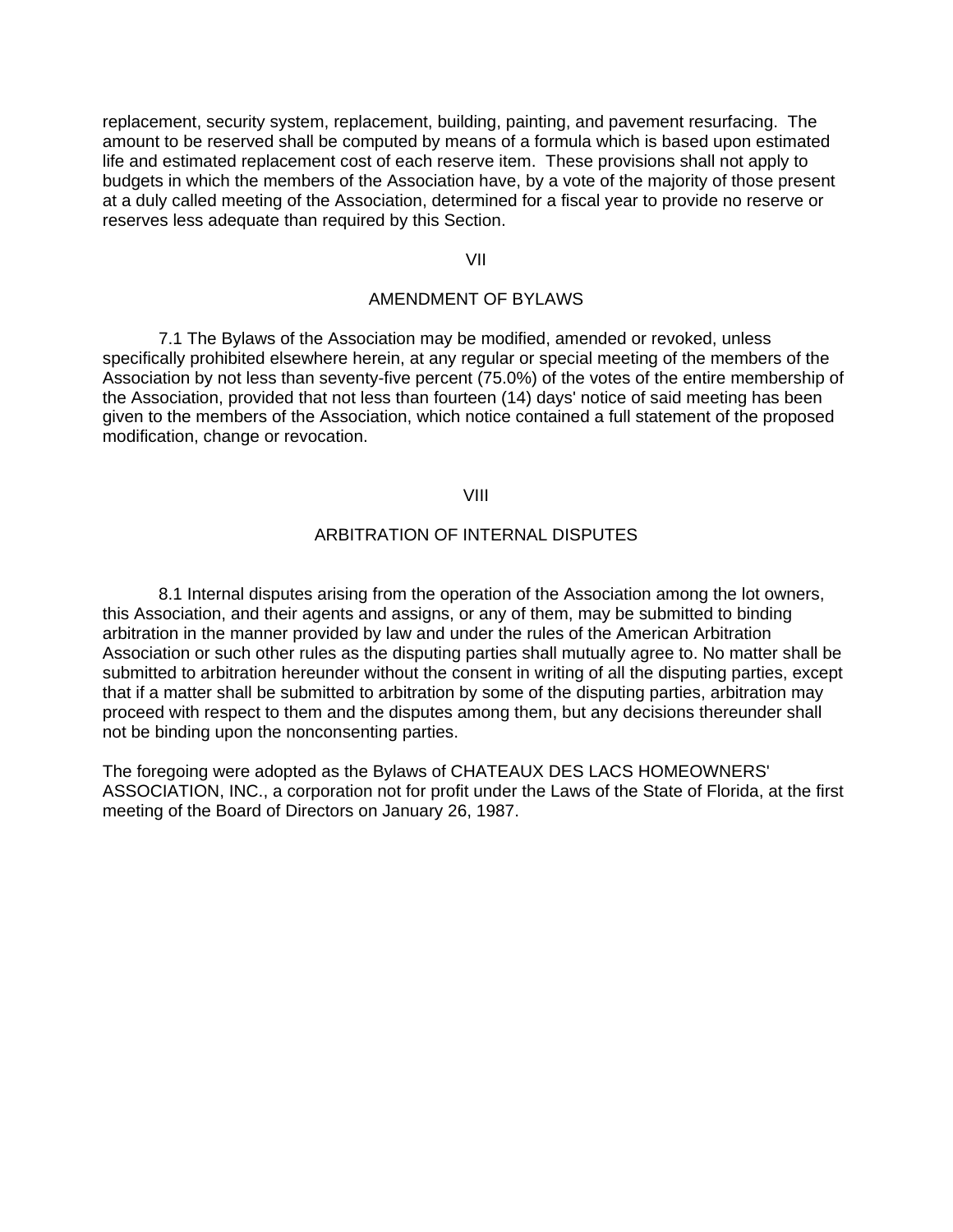replacement, security system, replacement, building, painting, and pavement resurfacing. The amount to be reserved shall be computed by means of a formula which is based upon estimated life and estimated replacement cost of each reserve item. These provisions shall not apply to budgets in which the members of the Association have, by a vote of the majority of those present at a duly called meeting of the Association, determined for a fiscal year to provide no reserve or reserves less adequate than required by this Section.

## VII

## AMENDMENT OF BYLAWS

7.1 The Bylaws of the Association may be modified, amended or revoked, unless specifically prohibited elsewhere herein, at any regular or special meeting of the members of the Association by not less than seventy-five percent (75.0%) of the votes of the entire membership of the Association, provided that not less than fourteen (14) days' notice of said meeting has been given to the members of the Association, which notice contained a full statement of the proposed modification, change or revocation.

## VIII

## ARBITRATION OF INTERNAL DISPUTES

8.1 Internal disputes arising from the operation of the Association among the lot owners, this Association, and their agents and assigns, or any of them, may be submitted to binding arbitration in the manner provided by law and under the rules of the American Arbitration Association or such other rules as the disputing parties shall mutually agree to. No matter shall be submitted to arbitration hereunder without the consent in writing of all the disputing parties, except that if a matter shall be submitted to arbitration by some of the disputing parties, arbitration may proceed with respect to them and the disputes among them, but any decisions thereunder shall not be binding upon the nonconsenting parties.

The foregoing were adopted as the Bylaws of CHATEAUX DES LACS HOMEOWNERS' ASSOCIATION, INC., a corporation not for profit under the Laws of the State of Florida, at the first meeting of the Board of Directors on January 26, 1987.